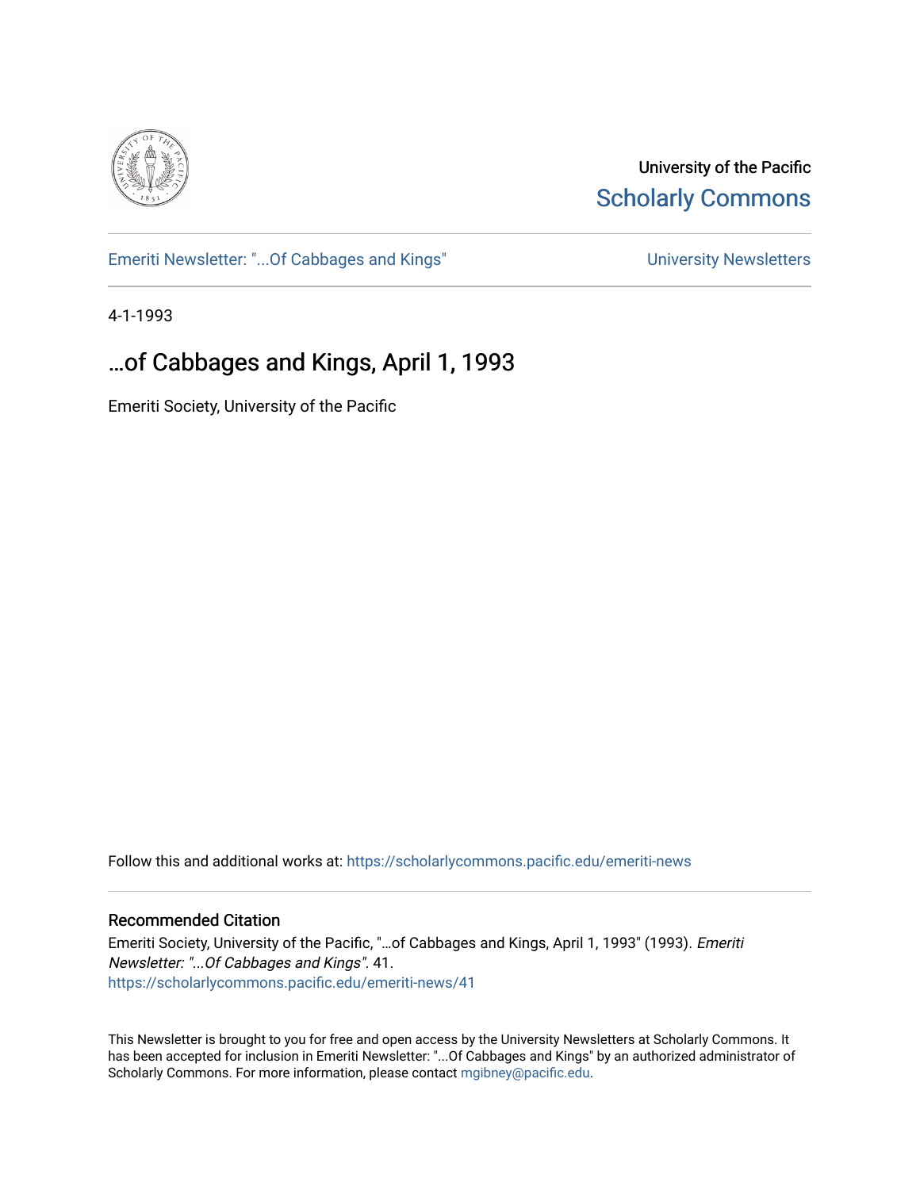University of the Pacific
Scholarly Commons

Emeriti Newsletter: "...Of Cabbages and Kings"

University Newsletters

4-1-1993

# ...of Cabbages and Kings, April 1, 1993

Emeriti Society, University of the Pacific

Follow this and additional works at: https://scholarlycommons.pacific.edu/emeriti-news

## Recommended Citation

Emeriti Society, University of the Pacific, "...of Cabbages and Kings, April 1, 1993" (1993). *Emeriti Newsletter: "...Of Cabbages and Kings"*. 41.
https://scholarlycommons.pacific.edu/emeriti-news/41

This Newsletter is brought to you for free and open access by the University Newsletters at Scholarly Commons. It has been accepted for inclusion in Emeriti Newsletter: "...Of Cabbages and Kings" by an authorized administrator of Scholarly Commons. For more information, please contact mgibney@pacific.edu.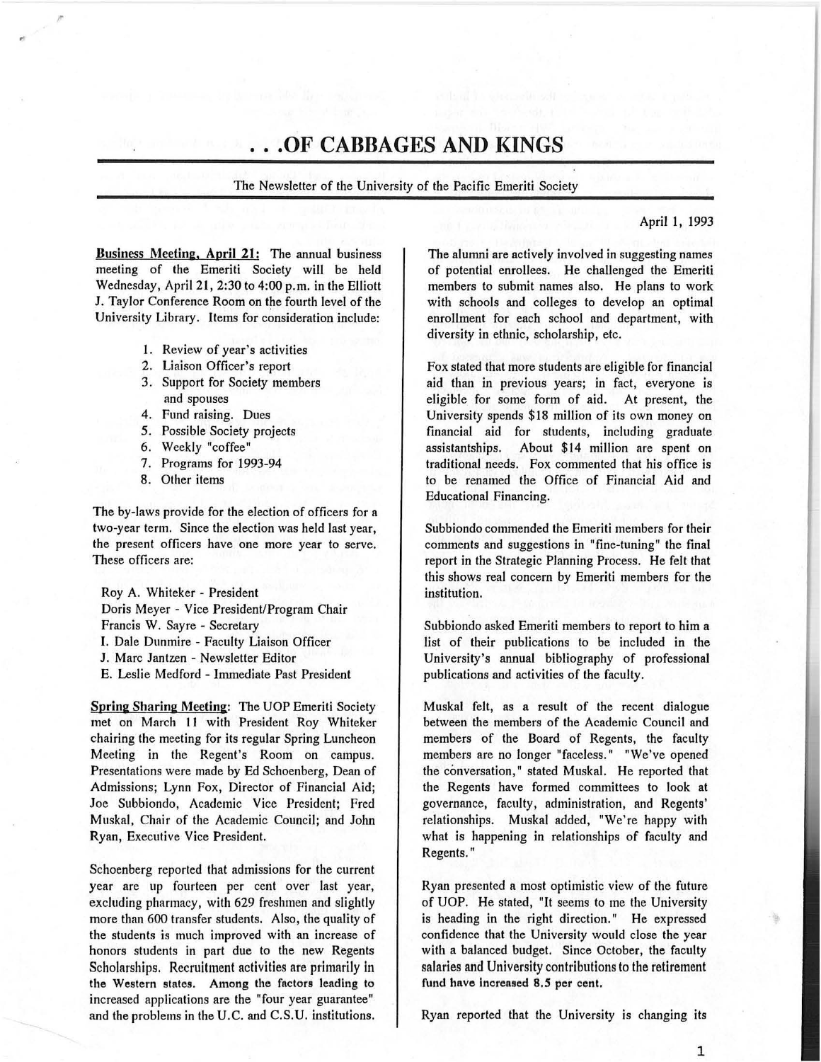# . . .OF CABBAGES AND KINGS

The Newsletter of the University of the Pacific Emeriti Society

April 1, 1993

**Business Meeting, April 21:** The annual business meeting of the Emeriti Society will be held Wednesday, April 21, 2:30 to 4:00 p.m. in the Elliott J. Taylor Conference Room on the fourth level of the University Library. Items for consideration include:

1. Review of year's activities
2. Liaison Officer's report
3. Support for Society members and spouses
4. Fund raising. Dues
5. Possible Society projects
6. Weekly "coffee"
7. Programs for 1993-94
8. Other items

The by-laws provide for the election of officers for a two-year term. Since the election was held last year, the present officers have one more year to serve. These officers are:

Roy A. Whiteker - President
Doris Meyer - Vice President/Program Chair
Francis W. Sayre - Secretary
I. Dale Dunmire - Faculty Liaison Officer
J. Marc Jantzen - Newsletter Editor
E. Leslie Medford - Immediate Past President

**Spring Sharing Meeting:** The UOP Emeriti Society met on March 11 with President Roy Whiteker chairing the meeting for its regular Spring Luncheon Meeting in the Regent's Room on campus. Presentations were made by Ed Schoenberg, Dean of Admissions; Lynn Fox, Director of Financial Aid; Joe Subbiondo, Academic Vice President; Fred Muskal, Chair of the Academic Council; and John Ryan, Executive Vice President.

Schoenberg reported that admissions for the current year are up fourteen per cent over last year, excluding pharmacy, with 629 freshmen and slightly more than 600 transfer students. Also, the quality of the students is much improved with an increase of honors students in part due to the new Regents Scholarships. Recruitment activities are primarily in the Western states. Among the factors leading to increased applications are the "four year guarantee" and the problems in the U.C. and C.S.U. institutions. The alumni are actively involved in suggesting names of potential enrollees. He challenged the Emeriti members to submit names also. He plans to work with schools and colleges to develop an optimal enrollment for each school and department, with diversity in ethnic, scholarship, etc.

Fox stated that more students are eligible for financial aid than in previous years; in fact, everyone is eligible for some form of aid. At present, the University spends $18 million of its own money on financial aid for students, including graduate assistantships. About $14 million are spent on traditional needs. Fox commented that his office is to be renamed the Office of Financial Aid and Educational Financing.

Subbiondo commended the Emeriti members for their comments and suggestions in "fine-tuning" the final report in the Strategic Planning Process. He felt that this shows real concern by Emeriti members for the institution.

Subbiondo asked Emeriti members to report to him a list of their publications to be included in the University's annual bibliography of professional publications and activities of the faculty.

Muskal felt, as a result of the recent dialogue between the members of the Academic Council and members of the Board of Regents, the faculty members are no longer "faceless." "We've opened the conversation," stated Muskal. He reported that the Regents have formed committees to look at governance, faculty, administration, and Regents' relationships. Muskal added, "We're happy with what is happening in relationships of faculty and Regents."

Ryan presented a most optimistic view of the future of UOP. He stated, "It seems to me the University is heading in the right direction." He expressed confidence that the University would close the year with a balanced budget. Since October, the faculty salaries and University contributions to the retirement fund have increased 8.5 per cent.

Ryan reported that the University is changing its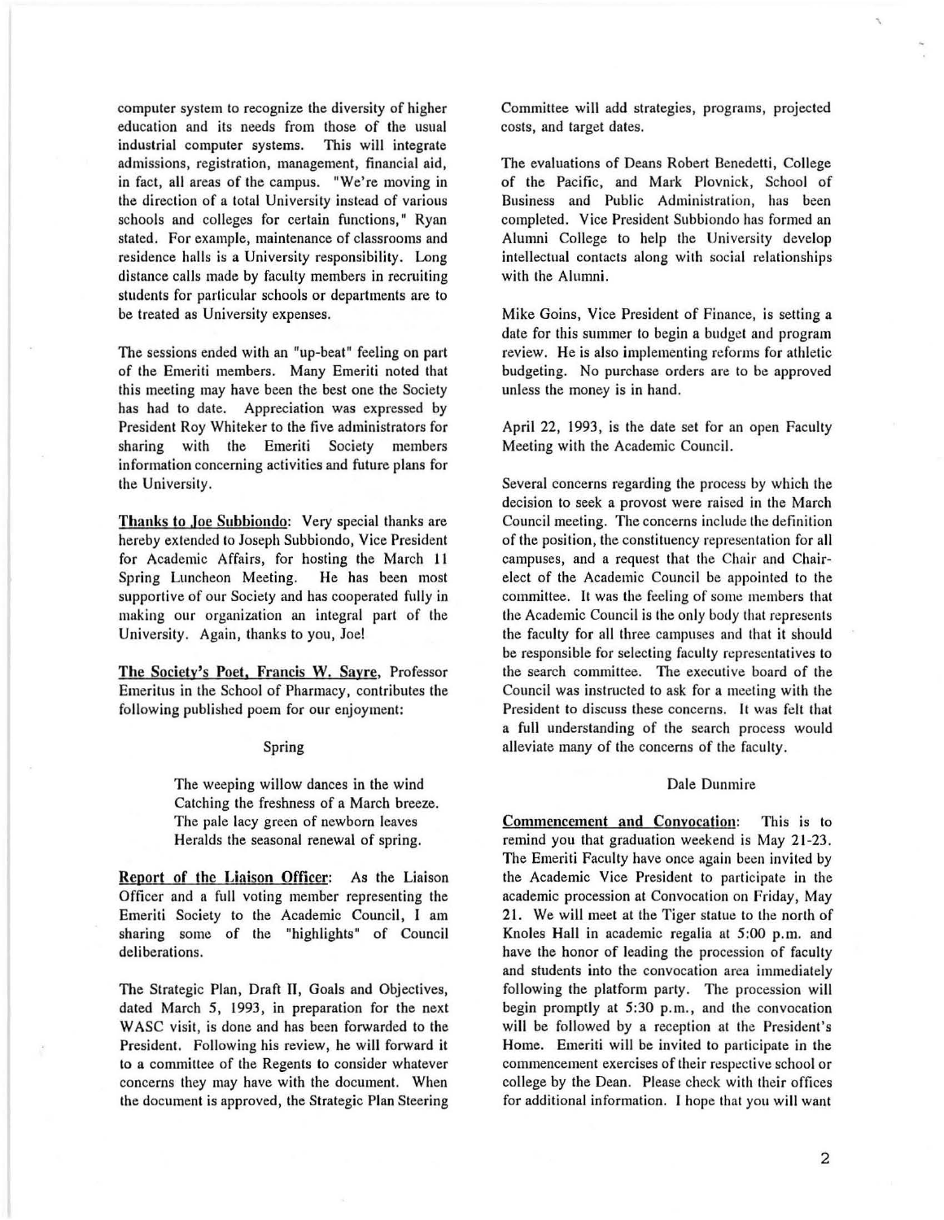computer system to recognize the diversity of higher education and its needs from those of the usual industrial computer systems. This will integrate admissions, registration, management, financial aid, in fact, all areas of the campus. "We're moving in the direction of a total University instead of various schools and colleges for certain functions," Ryan stated. For example, maintenance of classrooms and residence halls is a University responsibility. Long distance calls made by faculty members in recruiting students for particular schools or departments are to be treated as University expenses.

The sessions ended with an "up-beat" feeling on part of the Emeriti members. Many Emeriti noted that this meeting may have been the best one the Society has had to date. Appreciation was expressed by President Roy Whiteker to the five administrators for sharing with the Emeriti Society members information concerning activities and future plans for the University.

**Thanks to Joe Subbiondo**: Very special thanks are hereby extended to Joseph Subbiondo, Vice President for Academic Affairs, for hosting the March 11 Spring Luncheon Meeting. He has been most supportive of our Society and has cooperated fully in making our organization an integral part of the University. Again, thanks to you, Joe!

**The Society's Poet, Francis W. Sayre**, Professor Emeritus in the School of Pharmacy, contributes the following published poem for our enjoyment:

Spring

> The weeping willow dances in the wind
> Catching the freshness of a March breeze.
> The pale lacy green of newborn leaves
> Heralds the seasonal renewal of spring.

**Report of the Liaison Officer**: As the Liaison Officer and a full voting member representing the Emeriti Society to the Academic Council, I am sharing some of the "highlights" of Council deliberations.

The Strategic Plan, Draft II, Goals and Objectives, dated March 5, 1993, in preparation for the next WASC visit, is done and has been forwarded to the President. Following his review, he will forward it to a committee of the Regents to consider whatever concerns they may have with the document. When the document is approved, the Strategic Plan Steering Committee will add strategies, programs, projected costs, and target dates.

The evaluations of Deans Robert Benedetti, College of the Pacific, and Mark Plovnick, School of Business and Public Administration, has been completed. Vice President Subbiondo has formed an Alumni College to help the University develop intellectual contacts along with social relationships with the Alumni.

Mike Goins, Vice President of Finance, is setting a date for this summer to begin a budget and program review. He is also implementing reforms for athletic budgeting. No purchase orders are to be approved unless the money is in hand.

April 22, 1993, is the date set for an open Faculty Meeting with the Academic Council.

Several concerns regarding the process by which the decision to seek a provost were raised in the March Council meeting. The concerns include the definition of the position, the constituency representation for all campuses, and a request that the Chair and Chair-elect of the Academic Council be appointed to the committee. It was the feeling of some members that the Academic Council is the only body that represents the faculty for all three campuses and that it should be responsible for selecting faculty representatives to the search committee. The executive board of the Council was instructed to ask for a meeting with the President to discuss these concerns. It was felt that a full understanding of the search process would alleviate many of the concerns of the faculty.

Dale Dunmire

**Commencement and Convocation**: This is to remind you that graduation weekend is May 21-23. The Emeriti Faculty have once again been invited by the Academic Vice President to participate in the academic procession at Convocation on Friday, May 21. We will meet at the Tiger statue to the north of Knoles Hall in academic regalia at 5:00 p.m. and have the honor of leading the procession of faculty and students into the convocation area immediately following the platform party. The procession will begin promptly at 5:30 p.m., and the convocation will be followed by a reception at the President's Home. Emeriti will be invited to participate in the commencement exercises of their respective school or college by the Dean. Please check with their offices for additional information. I hope that you will want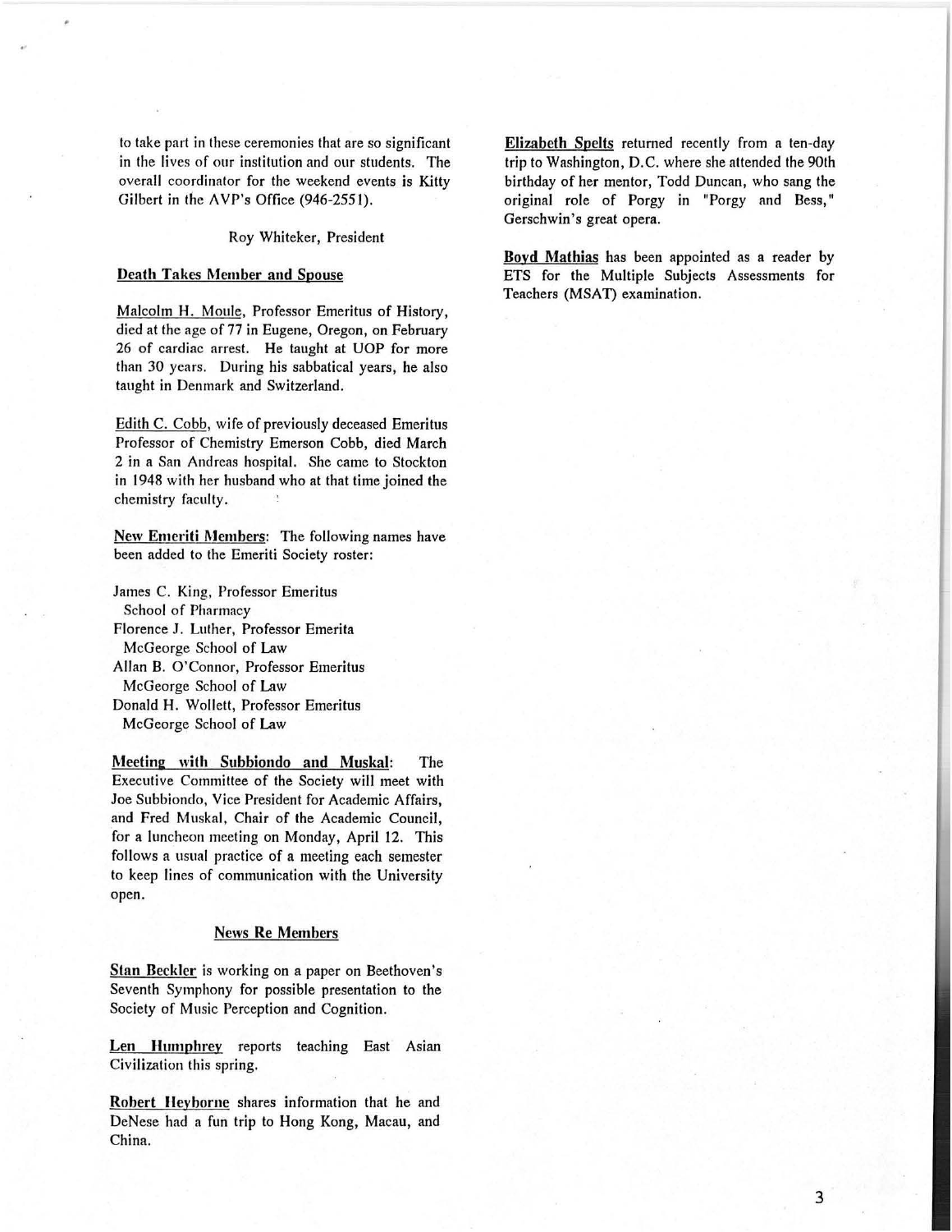to take part in these ceremonies that are so significant in the lives of our institution and our students. The overall coordinator for the weekend events is Kitty Gilbert in the AVP's Office (946-2551).

Roy Whiteker, President

## Death Takes Member and Spouse

Malcolm H. Moule, Professor Emeritus of History, died at the age of 77 in Eugene, Oregon, on February 26 of cardiac arrest. He taught at UOP for more than 30 years. During his sabbatical years, he also taught in Denmark and Switzerland.

Edith C. Cobb, wife of previously deceased Emeritus Professor of Chemistry Emerson Cobb, died March 2 in a San Andreas hospital. She came to Stockton in 1948 with her husband who at that time joined the chemistry faculty.

**New Emeriti Members**: The following names have been added to the Emeriti Society roster:

James C. King, Professor Emeritus
School of Pharmacy
Florence J. Luther, Professor Emerita
McGeorge School of Law
Allan B. O'Connor, Professor Emeritus
McGeorge School of Law
Donald H. Wollett, Professor Emeritus
McGeorge School of Law

**Meeting with Subbiondo and Muskal**: The Executive Committee of the Society will meet with Joe Subbiondo, Vice President for Academic Affairs, and Fred Muskal, Chair of the Academic Council, for a luncheon meeting on Monday, April 12. This follows a usual practice of a meeting each semester to keep lines of communication with the University open.

## News Re Members

**Stan Beckler** is working on a paper on Beethoven's Seventh Symphony for possible presentation to the Society of Music Perception and Cognition.

**Len Humphrey** reports teaching East Asian Civilization this spring.

**Robert Heyborne** shares information that he and DeNese had a fun trip to Hong Kong, Macau, and China.

**Elizabeth Spelts** returned recently from a ten-day trip to Washington, D.C. where she attended the 90th birthday of her mentor, Todd Duncan, who sang the original role of Porgy in "Porgy and Bess," Gerschwin's great opera.

**Boyd Mathias** has been appointed as a reader by ETS for the Multiple Subjects Assessments for Teachers (MSAT) examination.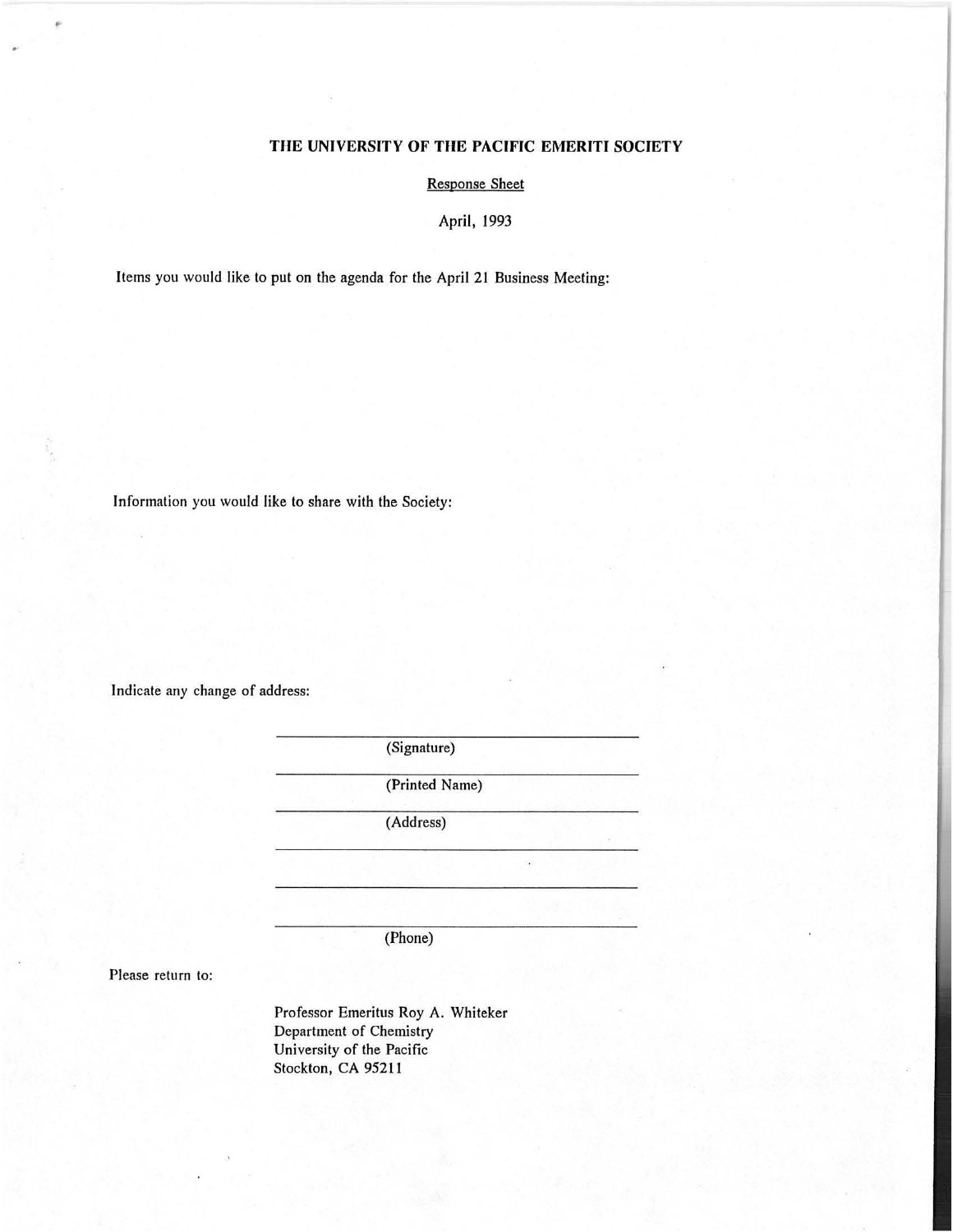# THE UNIVERSITY OF THE PACIFIC EMERITI SOCIETY

Response Sheet

April, 1993

Items you would like to put on the agenda for the April 21 Business Meeting:

Information you would like to share with the Society:

Indicate any change of address:

\_\_\_\_\_\_\_\_\_\_\_\_\_\_\_\_\_\_\_\_\_\_\_\_\_\_\_\_\_\_\_\_\_\_\_\_\_\_\_\_
(Signature)

\_\_\_\_\_\_\_\_\_\_\_\_\_\_\_\_\_\_\_\_\_\_\_\_\_\_\_\_\_\_\_\_\_\_\_\_\_\_\_\_
(Printed Name)

\_\_\_\_\_\_\_\_\_\_\_\_\_\_\_\_\_\_\_\_\_\_\_\_\_\_\_\_\_\_\_\_\_\_\_\_\_\_\_\_
(Address)

\_\_\_\_\_\_\_\_\_\_\_\_\_\_\_\_\_\_\_\_\_\_\_\_\_\_\_\_\_\_\_\_\_\_\_\_\_\_\_\_

\_\_\_\_\_\_\_\_\_\_\_\_\_\_\_\_\_\_\_\_\_\_\_\_\_\_\_\_\_\_\_\_\_\_\_\_\_\_\_\_

\_\_\_\_\_\_\_\_\_\_\_\_\_\_\_\_\_\_\_\_\_\_\_\_\_\_\_\_\_\_\_\_\_\_\_\_\_\_\_\_
(Phone)

Please return to:

Professor Emeritus Roy A. Whiteker  
Department of Chemistry  
University of the Pacific  
Stockton, CA 95211